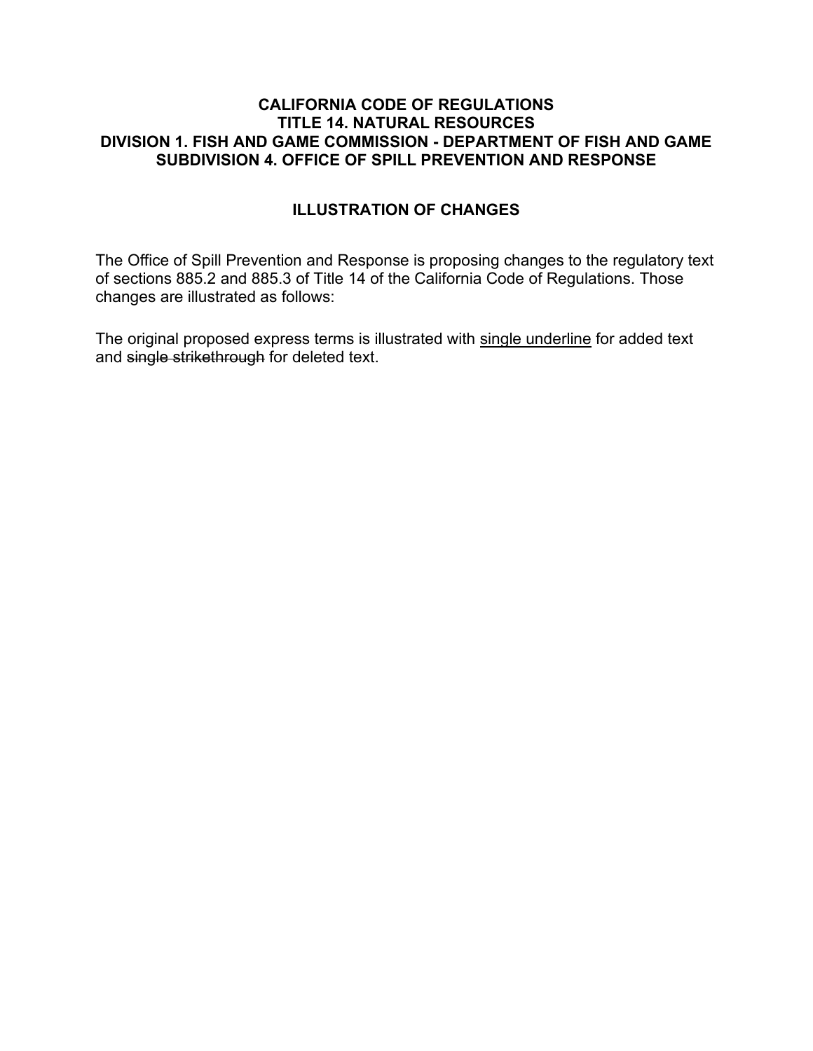**CALIFORNIA CODE OF REGULATIONS**
**TITLE 14. NATURAL RESOURCES**
**DIVISION 1. FISH AND GAME COMMISSION - DEPARTMENT OF FISH AND GAME**
**SUBDIVISION 4. OFFICE OF SPILL PREVENTION AND RESPONSE**

## ILLUSTRATION OF CHANGES

The Office of Spill Prevention and Response is proposing changes to the regulatory text of sections 885.2 and 885.3 of Title 14 of the California Code of Regulations. Those changes are illustrated as follows:

The original proposed express terms is illustrated with <u>single underline</u> for added text and ~~single strikethrough~~ for deleted text.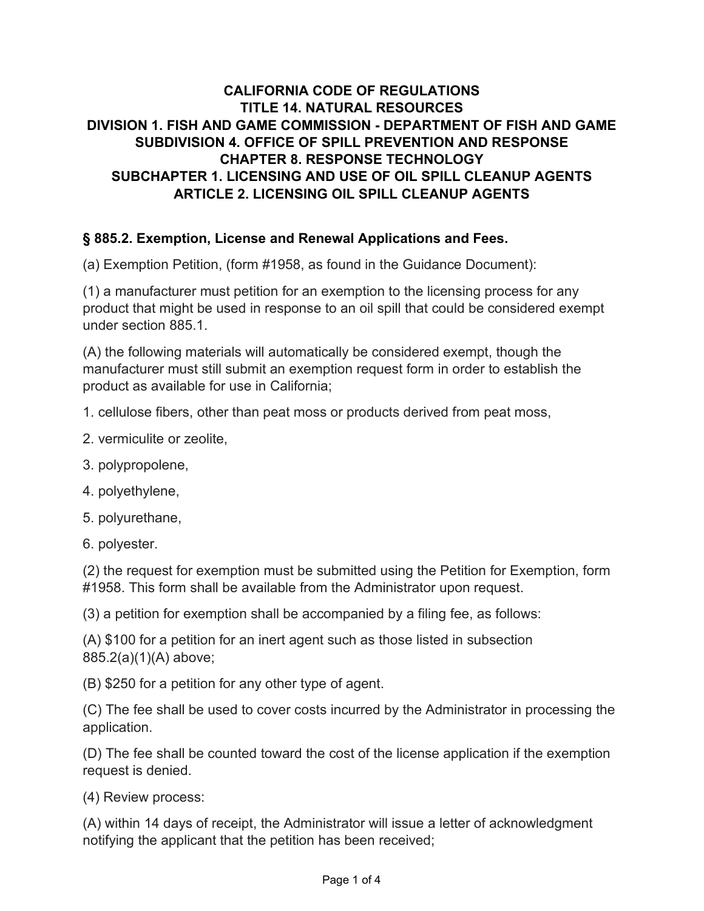**CALIFORNIA CODE OF REGULATIONS**
**TITLE 14. NATURAL RESOURCES**
**DIVISION 1. FISH AND GAME COMMISSION - DEPARTMENT OF FISH AND GAME**
**SUBDIVISION 4. OFFICE OF SPILL PREVENTION AND RESPONSE**
**CHAPTER 8. RESPONSE TECHNOLOGY**
**SUBCHAPTER 1. LICENSING AND USE OF OIL SPILL CLEANUP AGENTS**
**ARTICLE 2. LICENSING OIL SPILL CLEANUP AGENTS**

## § 885.2. Exemption, License and Renewal Applications and Fees.

(a) Exemption Petition, (form #1958, as found in the Guidance Document):

(1) a manufacturer must petition for an exemption to the licensing process for any product that might be used in response to an oil spill that could be considered exempt under section 885.1.

(A) the following materials will automatically be considered exempt, though the manufacturer must still submit an exemption request form in order to establish the product as available for use in California;

1. cellulose fibers, other than peat moss or products derived from peat moss,

2. vermiculite or zeolite,

3. polypropolene,

4. polyethylene,

5. polyurethane,

6. polyester.

(2) the request for exemption must be submitted using the Petition for Exemption, form #1958. This form shall be available from the Administrator upon request.

(3) a petition for exemption shall be accompanied by a filing fee, as follows:

(A) $100 for a petition for an inert agent such as those listed in subsection 885.2(a)(1)(A) above;

(B) $250 for a petition for any other type of agent.

(C) The fee shall be used to cover costs incurred by the Administrator in processing the application.

(D) The fee shall be counted toward the cost of the license application if the exemption request is denied.

(4) Review process:

(A) within 14 days of receipt, the Administrator will issue a letter of acknowledgment notifying the applicant that the petition has been received;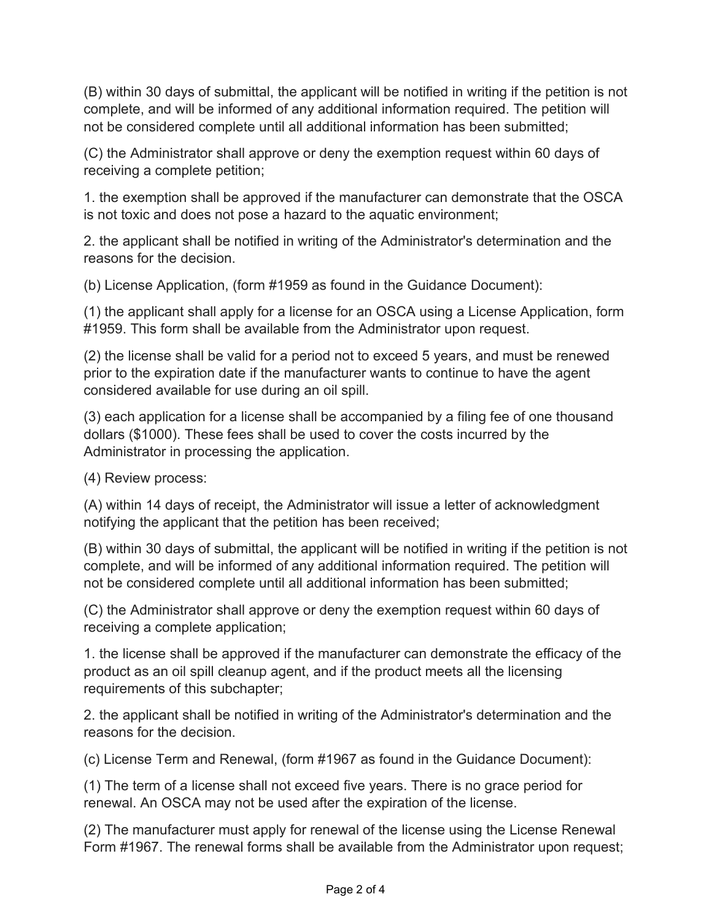(B) within 30 days of submittal, the applicant will be notified in writing if the petition is not complete, and will be informed of any additional information required. The petition will not be considered complete until all additional information has been submitted;

(C) the Administrator shall approve or deny the exemption request within 60 days of receiving a complete petition;

1. the exemption shall be approved if the manufacturer can demonstrate that the OSCA is not toxic and does not pose a hazard to the aquatic environment;

2. the applicant shall be notified in writing of the Administrator's determination and the reasons for the decision.

(b) License Application, (form #1959 as found in the Guidance Document):

(1) the applicant shall apply for a license for an OSCA using a License Application, form #1959. This form shall be available from the Administrator upon request.

(2) the license shall be valid for a period not to exceed 5 years, and must be renewed prior to the expiration date if the manufacturer wants to continue to have the agent considered available for use during an oil spill.

(3) each application for a license shall be accompanied by a filing fee of one thousand dollars ($1000). These fees shall be used to cover the costs incurred by the Administrator in processing the application.

(4) Review process:

(A) within 14 days of receipt, the Administrator will issue a letter of acknowledgment notifying the applicant that the petition has been received;

(B) within 30 days of submittal, the applicant will be notified in writing if the petition is not complete, and will be informed of any additional information required. The petition will not be considered complete until all additional information has been submitted;

(C) the Administrator shall approve or deny the exemption request within 60 days of receiving a complete application;

1. the license shall be approved if the manufacturer can demonstrate the efficacy of the product as an oil spill cleanup agent, and if the product meets all the licensing requirements of this subchapter;

2. the applicant shall be notified in writing of the Administrator's determination and the reasons for the decision.

(c) License Term and Renewal, (form #1967 as found in the Guidance Document):

(1) The term of a license shall not exceed five years. There is no grace period for renewal. An OSCA may not be used after the expiration of the license.

(2) The manufacturer must apply for renewal of the license using the License Renewal Form #1967. The renewal forms shall be available from the Administrator upon request;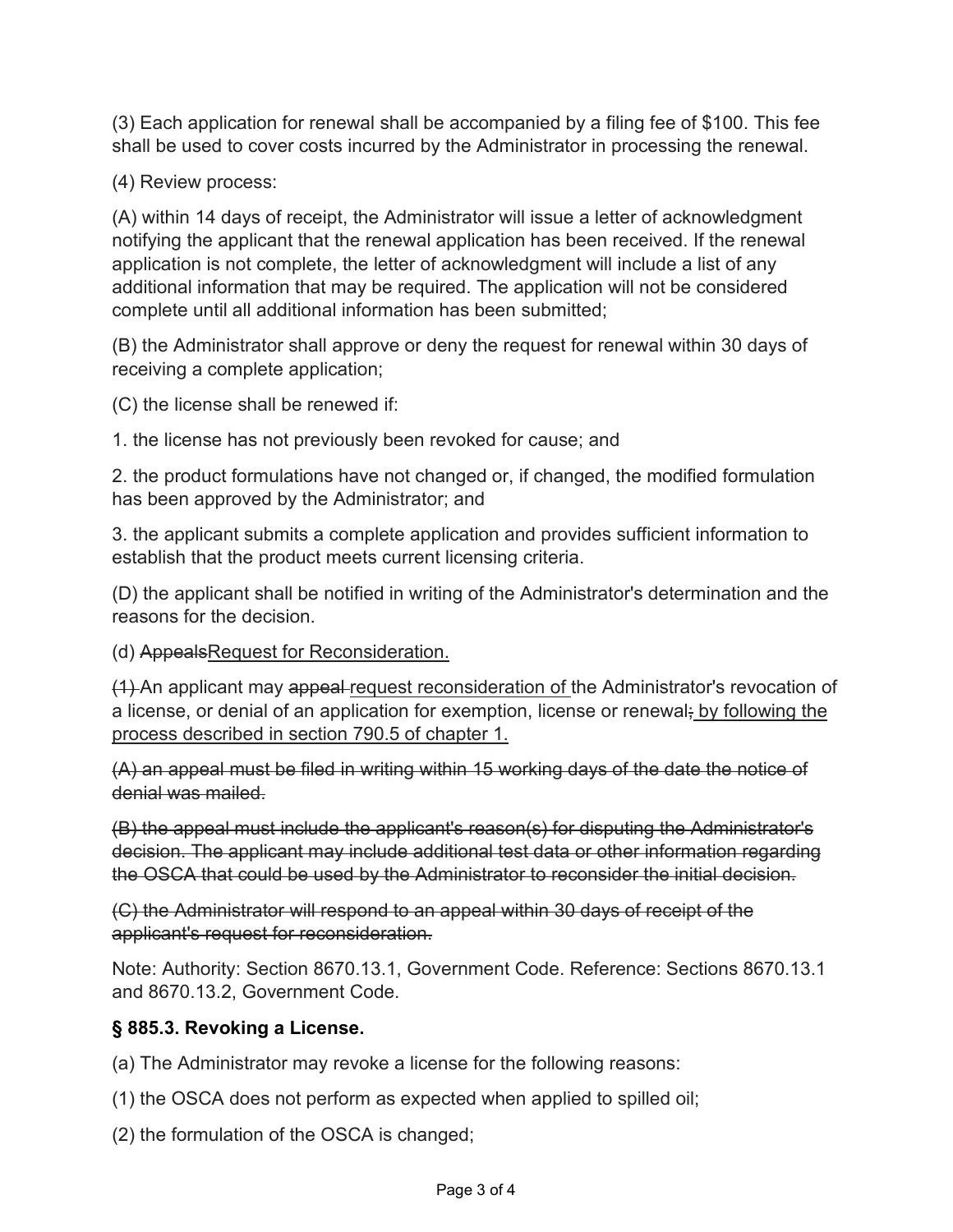(3) Each application for renewal shall be accompanied by a filing fee of $100. This fee shall be used to cover costs incurred by the Administrator in processing the renewal.

(4) Review process:

(A) within 14 days of receipt, the Administrator will issue a letter of acknowledgment notifying the applicant that the renewal application has been received. If the renewal application is not complete, the letter of acknowledgment will include a list of any additional information that may be required. The application will not be considered complete until all additional information has been submitted;

(B) the Administrator shall approve or deny the request for renewal within 30 days of receiving a complete application;

(C) the license shall be renewed if:

1. the license has not previously been revoked for cause; and

2. the product formulations have not changed or, if changed, the modified formulation has been approved by the Administrator; and

3. the applicant submits a complete application and provides sufficient information to establish that the product meets current licensing criteria.

(D) the applicant shall be notified in writing of the Administrator's determination and the reasons for the decision.

(d) ~~Appeals~~<u>Request for Reconsideration.</u>

~~(1)~~ An applicant may ~~appeal~~ <u>request reconsideration of</u> the Administrator's revocation of a license, or denial of an application for exemption, license or renewal~~;~~ <u>by following the process described in section 790.5 of chapter 1.</u>

~~(A) an appeal must be filed in writing within 15 working days of the date the notice of denial was mailed.~~

~~(B) the appeal must include the applicant's reason(s) for disputing the Administrator's decision. The applicant may include additional test data or other information regarding the OSCA that could be used by the Administrator to reconsider the initial decision.~~

~~(C) the Administrator will respond to an appeal within 30 days of receipt of the applicant's request for reconsideration.~~

Note: Authority: Section 8670.13.1, Government Code. Reference: Sections 8670.13.1 and 8670.13.2, Government Code.

### § 885.3. Revoking a License.

(a) The Administrator may revoke a license for the following reasons:

(1) the OSCA does not perform as expected when applied to spilled oil;

(2) the formulation of the OSCA is changed;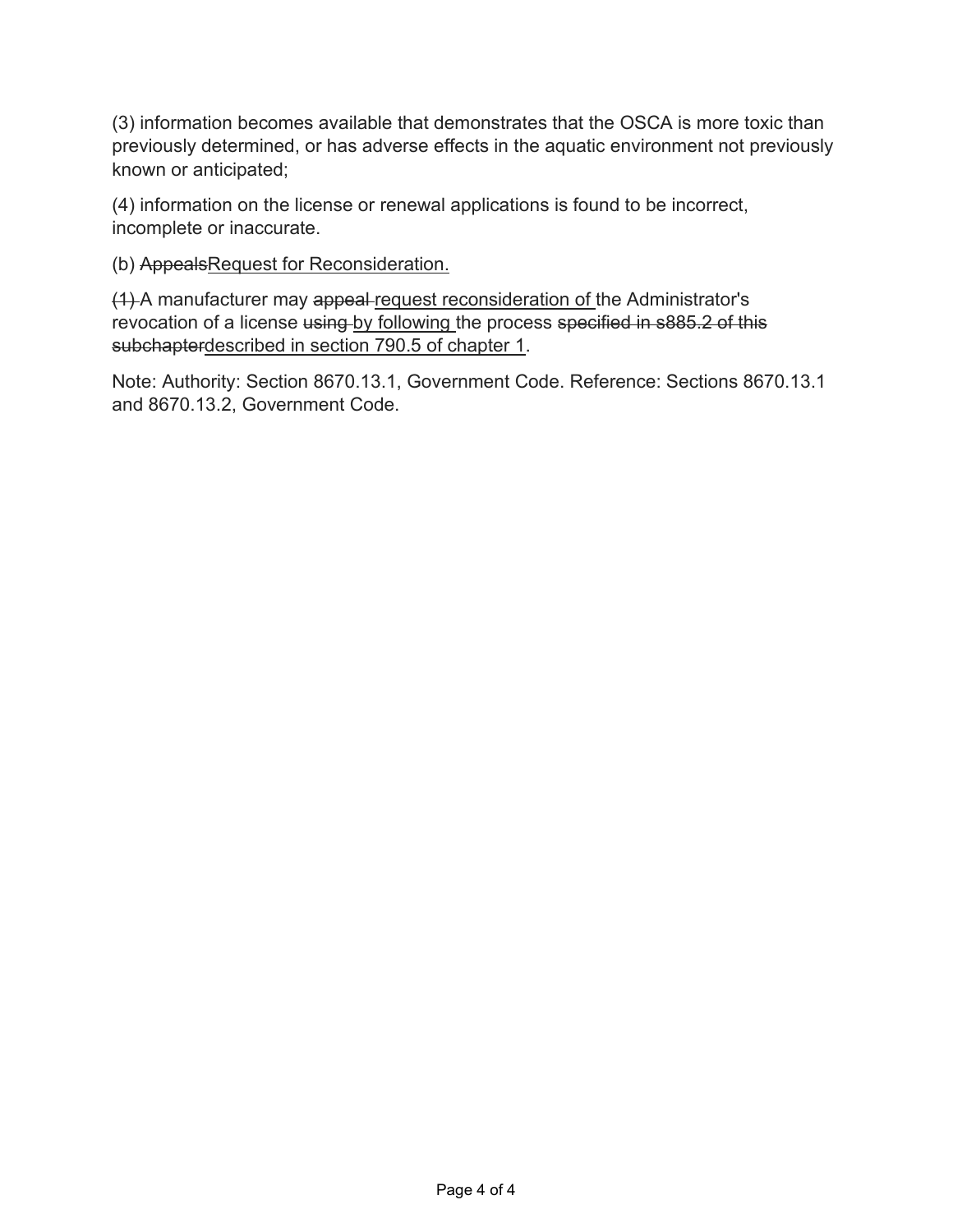(3) information becomes available that demonstrates that the OSCA is more toxic than previously determined, or has adverse effects in the aquatic environment not previously known or anticipated;

(4) information on the license or renewal applications is found to be incorrect, incomplete or inaccurate.

(b) ~~Appeals~~<u>Request for Reconsideration.</u>

~~(1)~~ A manufacturer may ~~appeal~~ <u>request reconsideration of</u> the Administrator's revocation of a license ~~using~~ <u>by following</u> the process ~~specified in s885.2 of this subchapter~~<u>described in section 790.5 of chapter 1</u>.

Note: Authority: Section 8670.13.1, Government Code. Reference: Sections 8670.13.1 and 8670.13.2, Government Code.